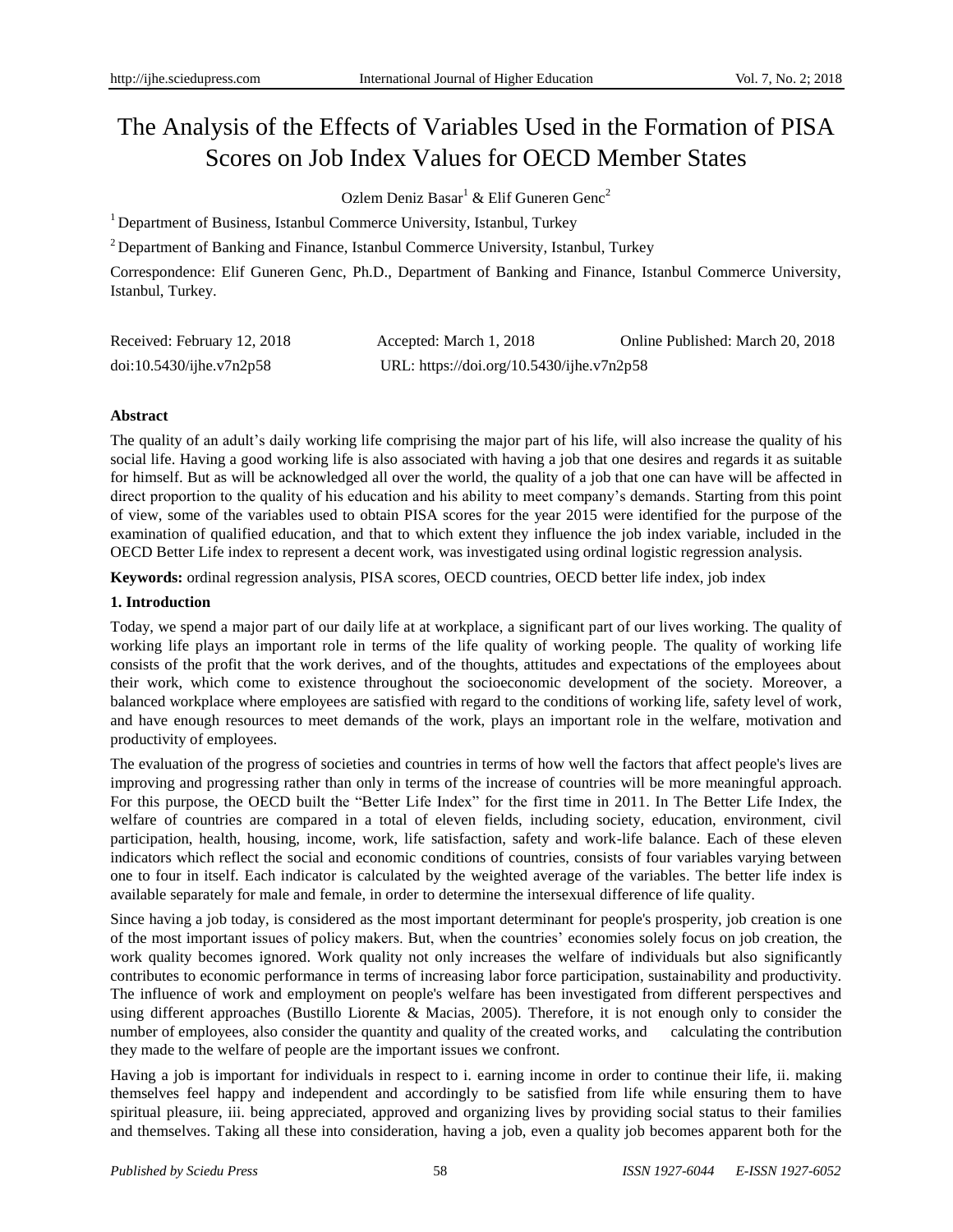# The Analysis of the Effects of Variables Used in the Formation of PISA Scores on Job Index Values for OECD Member States

Ozlem Deniz Basar[1] & Elif Guneren Genc[2]

[1] Department of Business, Istanbul Commerce University, Istanbul, Turkey

[2] Department of Banking and Finance, Istanbul Commerce University, Istanbul, Turkey

Correspondence: Elif Guneren Genc, Ph.D., Department of Banking and Finance, Istanbul Commerce University, Istanbul, Turkey.

Received: February 12, 2018    Accepted: March 1, 2018    Online Published: March 20, 2018

doi:10.5430/ijhe.v7n2p58    URL: https://doi.org/10.5430/ijhe.v7n2p58

**Abstract**

The quality of an adult's daily working life comprising the major part of his life, will also increase the quality of his social life. Having a good working life is also associated with having a job that one desires and regards it as suitable for himself. But as will be acknowledged all over the world, the quality of a job that one can have will be affected in direct proportion to the quality of his education and his ability to meet company's demands. Starting from this point of view, some of the variables used to obtain PISA scores for the year 2015 were identified for the purpose of the examination of qualified education, and that to which extent they influence the job index variable, included in the OECD Better Life index to represent a decent work, was investigated using ordinal logistic regression analysis.

**Keywords:** ordinal regression analysis, PISA scores, OECD countries, OECD better life index, job index

## 1. Introduction

Today, we spend a major part of our daily life at at workplace, a significant part of our lives working. The quality of working life plays an important role in terms of the life quality of working people. The quality of working life consists of the profit that the work derives, and of the thoughts, attitudes and expectations of the employees about their work, which come to existence throughout the socioeconomic development of the society. Moreover, a balanced workplace where employees are satisfied with regard to the conditions of working life, safety level of work, and have enough resources to meet demands of the work, plays an important role in the welfare, motivation and productivity of employees.

The evaluation of the progress of societies and countries in terms of how well the factors that affect people's lives are improving and progressing rather than only in terms of the increase of countries will be more meaningful approach. For this purpose, the OECD built the "Better Life Index" for the first time in 2011. In The Better Life Index, the welfare of countries are compared in a total of eleven fields, including society, education, environment, civil participation, health, housing, income, work, life satisfaction, safety and work-life balance. Each of these eleven indicators which reflect the social and economic conditions of countries, consists of four variables varying between one to four in itself. Each indicator is calculated by the weighted average of the variables. The better life index is available separately for male and female, in order to determine the intersexual difference of life quality.

Since having a job today, is considered as the most important determinant for people's prosperity, job creation is one of the most important issues of policy makers. But, when the countries' economies solely focus on job creation, the work quality becomes ignored. Work quality not only increases the welfare of individuals but also significantly contributes to economic performance in terms of increasing labor force participation, sustainability and productivity. The influence of work and employment on people's welfare has been investigated from different perspectives and using different approaches (Bustillo Liorente & Macias, 2005). Therefore, it is not enough only to consider the number of employees, also consider the quantity and quality of the created works, and calculating the contribution they made to the welfare of people are the important issues we confront.

Having a job is important for individuals in respect to i. earning income in order to continue their life, ii. making themselves feel happy and independent and accordingly to be satisfied from life while ensuring them to have spiritual pleasure, iii. being appreciated, approved and organizing lives by providing social status to their families and themselves. Taking all these into consideration, having a job, even a quality job becomes apparent both for the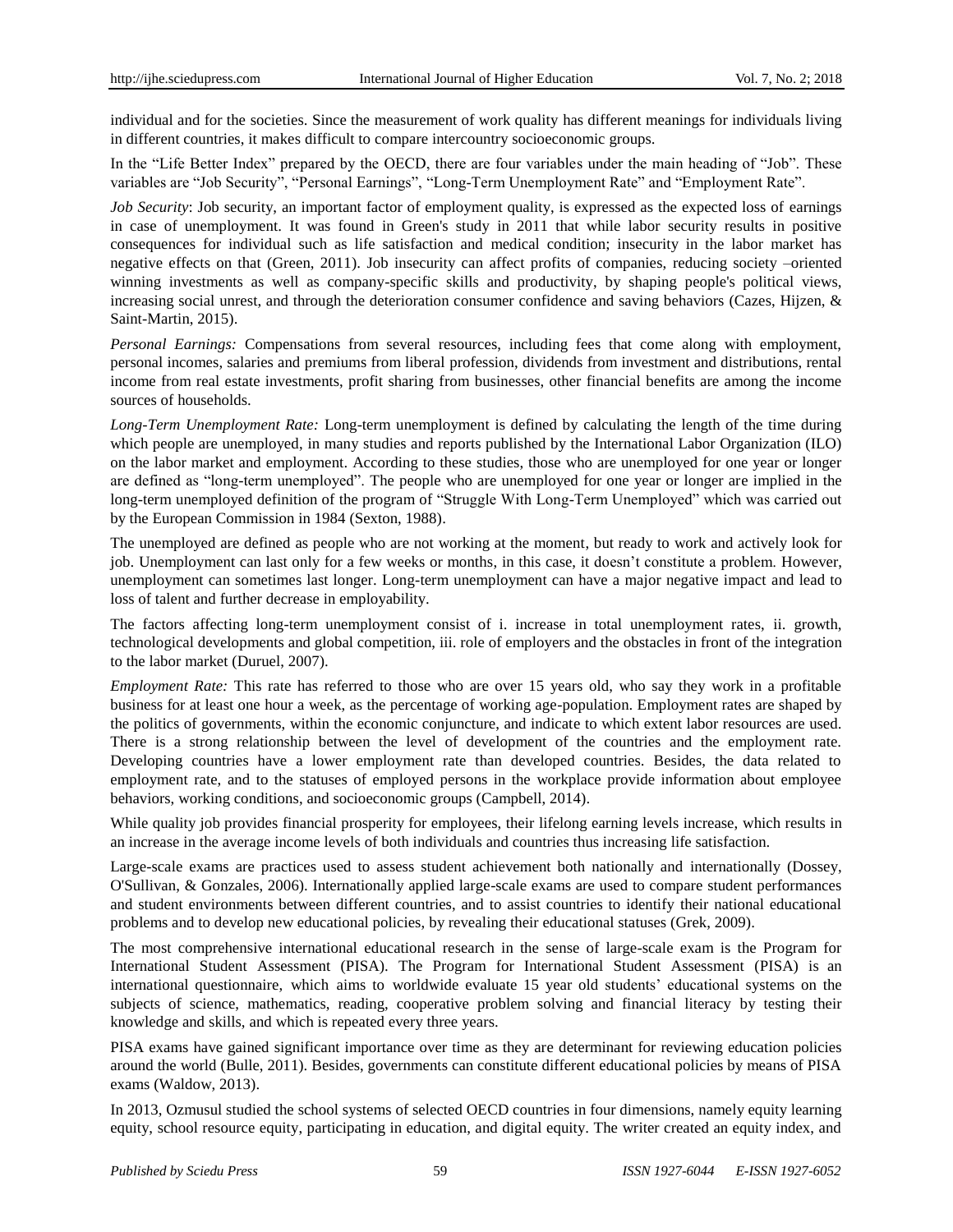individual and for the societies. Since the measurement of work quality has different meanings for individuals living in different countries, it makes difficult to compare intercountry socioeconomic groups.

In the "Life Better Index" prepared by the OECD, there are four variables under the main heading of "Job". These variables are "Job Security", "Personal Earnings", "Long-Term Unemployment Rate" and "Employment Rate".

*Job Security*: Job security, an important factor of employment quality, is expressed as the expected loss of earnings in case of unemployment. It was found in Green's study in 2011 that while labor security results in positive consequences for individual such as life satisfaction and medical condition; insecurity in the labor market has negative effects on that (Green, 2011). Job insecurity can affect profits of companies, reducing society –oriented winning investments as well as company-specific skills and productivity, by shaping people's political views, increasing social unrest, and through the deterioration consumer confidence and saving behaviors (Cazes, Hijzen, & Saint-Martin, 2015).

*Personal Earnings:* Compensations from several resources, including fees that come along with employment, personal incomes, salaries and premiums from liberal profession, dividends from investment and distributions, rental income from real estate investments, profit sharing from businesses, other financial benefits are among the income sources of households.

*Long-Term Unemployment Rate:* Long-term unemployment is defined by calculating the length of the time during which people are unemployed, in many studies and reports published by the International Labor Organization (ILO) on the labor market and employment. According to these studies, those who are unemployed for one year or longer are defined as "long-term unemployed". The people who are unemployed for one year or longer are implied in the long-term unemployed definition of the program of "Struggle With Long-Term Unemployed" which was carried out by the European Commission in 1984 (Sexton, 1988).

The unemployed are defined as people who are not working at the moment, but ready to work and actively look for job. Unemployment can last only for a few weeks or months, in this case, it doesn't constitute a problem. However, unemployment can sometimes last longer. Long-term unemployment can have a major negative impact and lead to loss of talent and further decrease in employability.

The factors affecting long-term unemployment consist of i. increase in total unemployment rates, ii. growth, technological developments and global competition, iii. role of employers and the obstacles in front of the integration to the labor market (Duruel, 2007).

*Employment Rate:* This rate has referred to those who are over 15 years old, who say they work in a profitable business for at least one hour a week, as the percentage of working age-population. Employment rates are shaped by the politics of governments, within the economic conjuncture, and indicate to which extent labor resources are used. There is a strong relationship between the level of development of the countries and the employment rate. Developing countries have a lower employment rate than developed countries. Besides, the data related to employment rate, and to the statuses of employed persons in the workplace provide information about employee behaviors, working conditions, and socioeconomic groups (Campbell, 2014).

While quality job provides financial prosperity for employees, their lifelong earning levels increase, which results in an increase in the average income levels of both individuals and countries thus increasing life satisfaction.

Large-scale exams are practices used to assess student achievement both nationally and internationally (Dossey, O'Sullivan, & Gonzales, 2006). Internationally applied large-scale exams are used to compare student performances and student environments between different countries, and to assist countries to identify their national educational problems and to develop new educational policies, by revealing their educational statuses (Grek, 2009).

The most comprehensive international educational research in the sense of large-scale exam is the Program for International Student Assessment (PISA). The Program for International Student Assessment (PISA) is an international questionnaire, which aims to worldwide evaluate 15 year old students' educational systems on the subjects of science, mathematics, reading, cooperative problem solving and financial literacy by testing their knowledge and skills, and which is repeated every three years.

PISA exams have gained significant importance over time as they are determinant for reviewing education policies around the world (Bulle, 2011). Besides, governments can constitute different educational policies by means of PISA exams (Waldow, 2013).

In 2013, Ozmusul studied the school systems of selected OECD countries in four dimensions, namely equity learning equity, school resource equity, participating in education, and digital equity. The writer created an equity index, and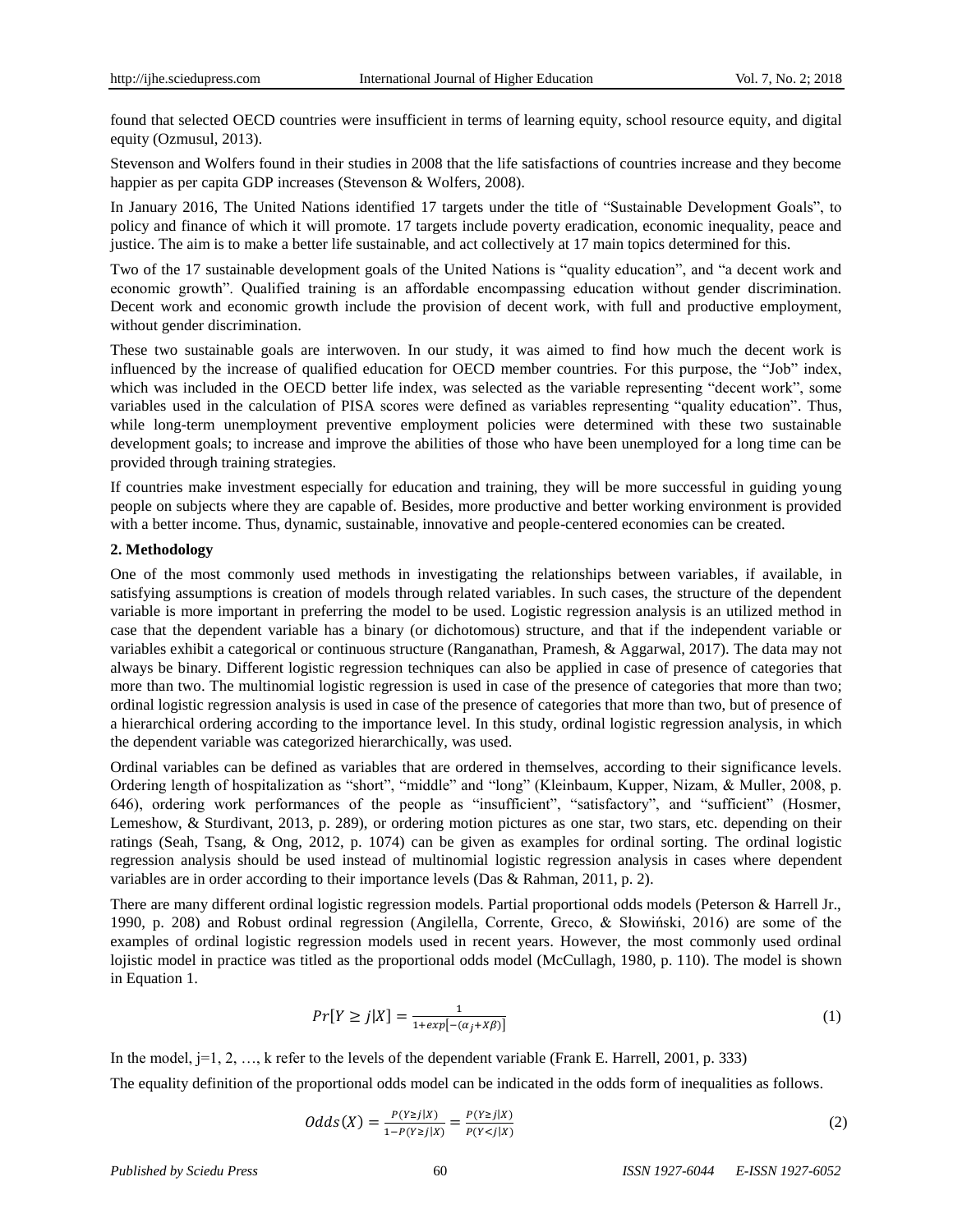found that selected OECD countries were insufficient in terms of learning equity, school resource equity, and digital equity (Ozmusul, 2013).

Stevenson and Wolfers found in their studies in 2008 that the life satisfactions of countries increase and they become happier as per capita GDP increases (Stevenson & Wolfers, 2008).

In January 2016, The United Nations identified 17 targets under the title of "Sustainable Development Goals", to policy and finance of which it will promote. 17 targets include poverty eradication, economic inequality, peace and justice. The aim is to make a better life sustainable, and act collectively at 17 main topics determined for this.

Two of the 17 sustainable development goals of the United Nations is "quality education", and "a decent work and economic growth". Qualified training is an affordable encompassing education without gender discrimination. Decent work and economic growth include the provision of decent work, with full and productive employment, without gender discrimination.

These two sustainable goals are interwoven. In our study, it was aimed to find how much the decent work is influenced by the increase of qualified education for OECD member countries. For this purpose, the "Job" index, which was included in the OECD better life index, was selected as the variable representing "decent work", some variables used in the calculation of PISA scores were defined as variables representing "quality education". Thus, while long-term unemployment preventive employment policies were determined with these two sustainable development goals; to increase and improve the abilities of those who have been unemployed for a long time can be provided through training strategies.

If countries make investment especially for education and training, they will be more successful in guiding young people on subjects where they are capable of. Besides, more productive and better working environment is provided with a better income. Thus, dynamic, sustainable, innovative and people-centered economies can be created.

## 2. Methodology

One of the most commonly used methods in investigating the relationships between variables, if available, in satisfying assumptions is creation of models through related variables. In such cases, the structure of the dependent variable is more important in preferring the model to be used. Logistic regression analysis is an utilized method in case that the dependent variable has a binary (or dichotomous) structure, and that if the independent variable or variables exhibit a categorical or continuous structure (Ranganathan, Pramesh, & Aggarwal, 2017). The data may not always be binary. Different logistic regression techniques can also be applied in case of presence of categories that more than two. The multinomial logistic regression is used in case of the presence of categories that more than two; ordinal logistic regression analysis is used in case of the presence of categories that more than two, but of presence of a hierarchical ordering according to the importance level. In this study, ordinal logistic regression analysis, in which the dependent variable was categorized hierarchically, was used.

Ordinal variables can be defined as variables that are ordered in themselves, according to their significance levels. Ordering length of hospitalization as "short", "middle" and "long" (Kleinbaum, Kupper, Nizam, & Muller, 2008, p. 646), ordering work performances of the people as "insufficient", "satisfactory", and "sufficient" (Hosmer, Lemeshow, & Sturdivant, 2013, p. 289), or ordering motion pictures as one star, two stars, etc. depending on their ratings (Seah, Tsang, & Ong, 2012, p. 1074) can be given as examples for ordinal sorting. The ordinal logistic regression analysis should be used instead of multinomial logistic regression analysis in cases where dependent variables are in order according to their importance levels (Das & Rahman, 2011, p. 2).

There are many different ordinal logistic regression models. Partial proportional odds models (Peterson & Harrell Jr., 1990, p. 208) and Robust ordinal regression (Angilella, Corrente, Greco, & Słowiński, 2016) are some of the examples of ordinal logistic regression models used in recent years. However, the most commonly used ordinal lojistic model in practice was titled as the proportional odds model (McCullagh, 1980, p. 110). The model is shown in Equation 1.

$$Pr[Y \geq j|X] = \frac{1}{1+exp[-(\alpha_j + X\beta)]} \tag{1}$$

In the model, j=1, 2, …, k refer to the levels of the dependent variable (Frank E. Harrell, 2001, p. 333)

The equality definition of the proportional odds model can be indicated in the odds form of inequalities as follows.

$$Odds(X) = \frac{P(Y \geq j|X)}{1 - P(Y \geq j|X)} = \frac{P(Y \geq j|X)}{P(Y < j|X)} \tag{2}$$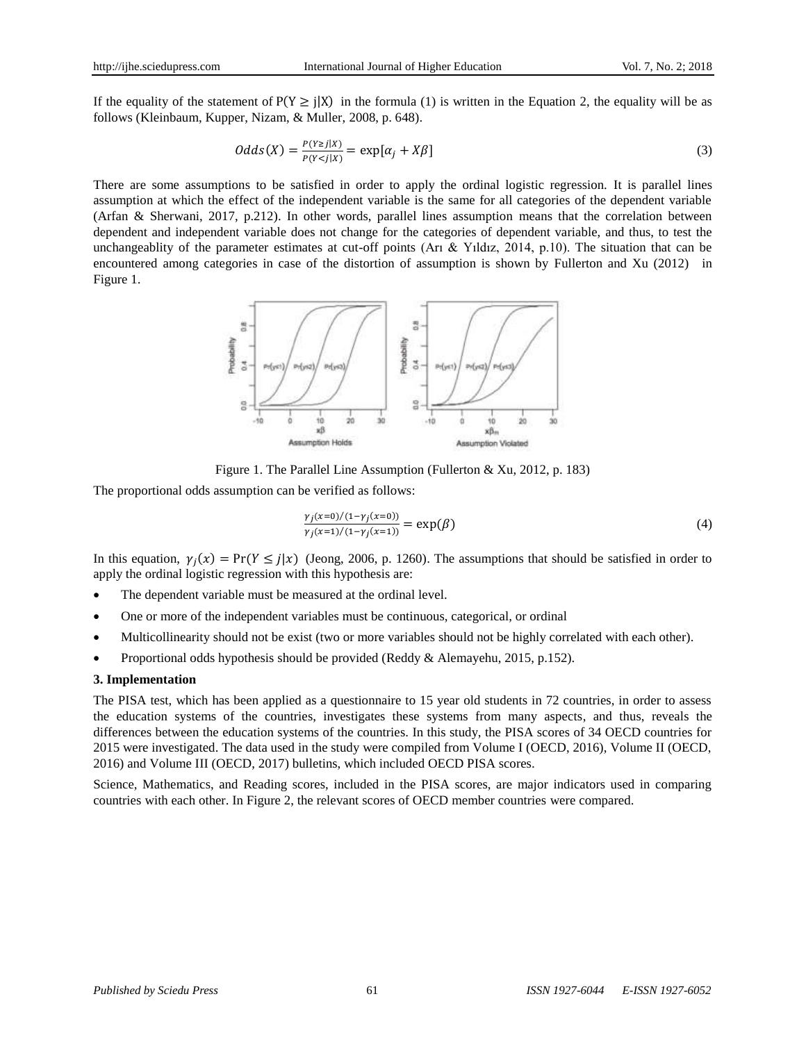If the equality of the statement of $P(Y \geq j|X)$ in the formula (1) is written in the Equation 2, the equality will be as follows (Kleinbaum, Kupper, Nizam, & Muller, 2008, p. 648).

$$Odds(X) = \frac{P(Y \geq j|X)}{P(Y < j|X)} = \exp[\alpha_j + X\beta] \tag{3}$$

There are some assumptions to be satisfied in order to apply the ordinal logistic regression. It is parallel lines assumption at which the effect of the independent variable is the same for all categories of the dependent variable (Arfan & Sherwani, 2017, p.212). In other words, parallel lines assumption means that the correlation between dependent and independent variable does not change for the categories of dependent variable, and thus, to test the unchangeablity of the parameter estimates at cut-off points (Arı & Yıldız, 2014, p.10). The situation that can be encountered among categories in case of the distortion of assumption is shown by Fullerton and Xu (2012) in Figure 1.

Figure 1. The Parallel Line Assumption (Fullerton & Xu, 2012, p. 183)

The proportional odds assumption can be verified as follows:

$$\frac{\gamma_j(x=0)/(1-\gamma_j(x=0))}{\gamma_j(x=1)/(1-\gamma_j(x=1))} = \exp(\beta) \tag{4}$$

In this equation, $\gamma_j(x) = \Pr(Y \leq j|x)$ (Jeong, 2006, p. 1260). The assumptions that should be satisfied in order to apply the ordinal logistic regression with this hypothesis are:

- The dependent variable must be measured at the ordinal level.
- One or more of the independent variables must be continuous, categorical, or ordinal
- Multicollinearity should not be exist (two or more variables should not be highly correlated with each other).
- Proportional odds hypothesis should be provided (Reddy & Alemayehu, 2015, p.152).

**3. Implementation**

The PISA test, which has been applied as a questionnaire to 15 year old students in 72 countries, in order to assess the education systems of the countries, investigates these systems from many aspects, and thus, reveals the differences between the education systems of the countries. In this study, the PISA scores of 34 OECD countries for 2015 were investigated. The data used in the study were compiled from Volume I (OECD, 2016), Volume II (OECD, 2016) and Volume III (OECD, 2017) bulletins, which included OECD PISA scores.

Science, Mathematics, and Reading scores, included in the PISA scores, are major indicators used in comparing countries with each other. In Figure 2, the relevant scores of OECD member countries were compared.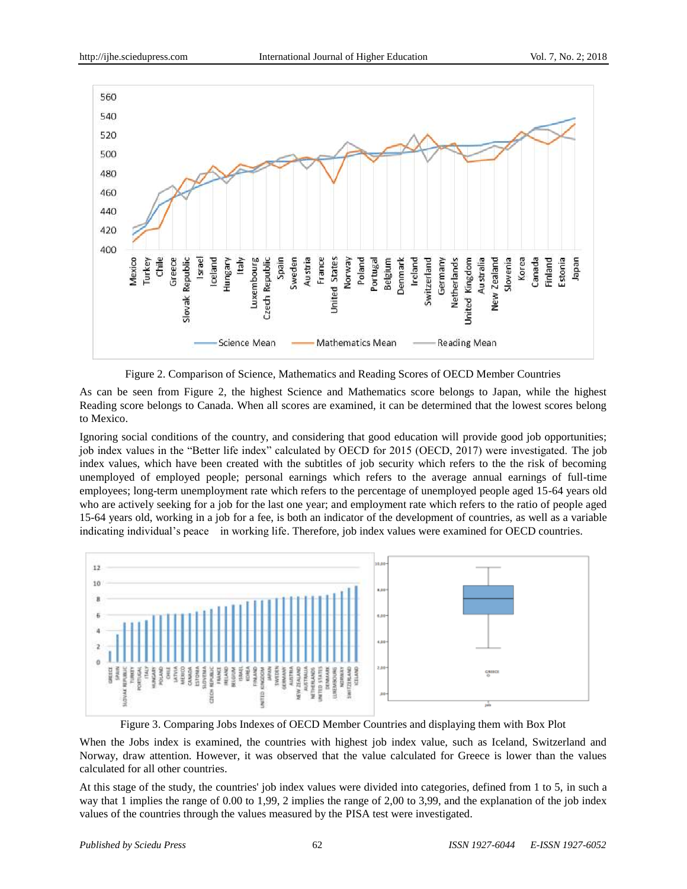Figure 2. Comparison of Science, Mathematics and Reading Scores of OECD Member Countries

As can be seen from Figure 2, the highest Science and Mathematics score belongs to Japan, while the highest Reading score belongs to Canada. When all scores are examined, it can be determined that the lowest scores belong to Mexico.

Ignoring social conditions of the country, and considering that good education will provide good job opportunities; job index values in the "Better life index" calculated by OECD for 2015 (OECD, 2017) were investigated. The job index values, which have been created with the subtitles of job security which refers to the the risk of becoming unemployed of employed people; personal earnings which refers to the average annual earnings of full-time employees; long-term unemployment rate which refers to the percentage of unemployed people aged 15-64 years old who are actively seeking for a job for the last one year; and employment rate which refers to the ratio of people aged 15-64 years old, working in a job for a fee, is both an indicator of the development of countries, as well as a variable indicating individual's peace in working life. Therefore, job index values were examined for OECD countries.

Figure 3. Comparing Jobs Indexes of OECD Member Countries and displaying them with Box Plot

When the Jobs index is examined, the countries with highest job index value, such as Iceland, Switzerland and Norway, draw attention. However, it was observed that the value calculated for Greece is lower than the values calculated for all other countries.

At this stage of the study, the countries' job index values were divided into categories, defined from 1 to 5, in such a way that 1 implies the range of 0.00 to 1,99, 2 implies the range of 2,00 to 3,99, and the explanation of the job index values of the countries through the values measured by the PISA test were investigated.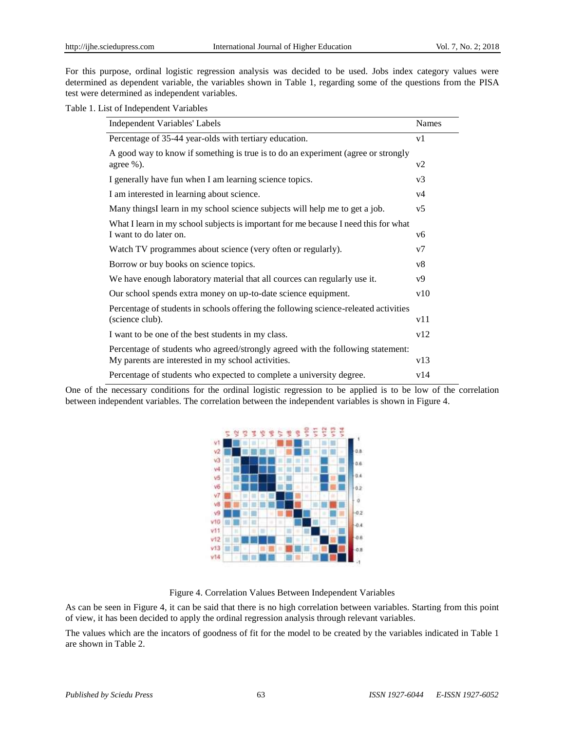For this purpose, ordinal logistic regression analysis was decided to be used. Jobs index category values were determined as dependent variable, the variables shown in Table 1, regarding some of the questions from the PISA test were determined as independent variables.

Table 1. List of Independent Variables

| Independent Variables' Labels | Names |
|---|---|
| Percentage of 35-44 year-olds with tertiary education. | v1 |
| A good way to know if something is true is to do an experiment (agree or strongly agree %). | v2 |
| I generally have fun when I am learning science topics. | v3 |
| I am interested in learning about science. | v4 |
| Many thingsI learn in my school science subjects will help me to get a job. | v5 |
| What I learn in my school subjects is important for me because I need this for what I want to do later on. | v6 |
| Watch TV programmes about science (very often or regularly). | v7 |
| Borrow or buy books on science topics. | v8 |
| We have enough laboratory material that all cources can regularly use it. | v9 |
| Our school spends extra money on up-to-date science equipment. | v10 |
| Percentage of students in schools offering the following science-releated activities (science club). | v11 |
| I want to be one of the best students in my class. | v12 |
| Percentage of students who agreed/strongly agreed with the following statement: My parents are interested in my school activities. | v13 |
| Percentage of students who expected to complete a university degree. | v14 |

One of the necessary conditions for the ordinal logistic regression to be applied is to be low of the correlation between independent variables. The correlation between the independent variables is shown in Figure 4.

Figure 4. Correlation Values Between Independent Variables

As can be seen in Figure 4, it can be said that there is no high correlation between variables. Starting from this point of view, it has been decided to apply the ordinal regression analysis through relevant variables.

The values which are the incators of goodness of fit for the model to be created by the variables indicated in Table 1 are shown in Table 2.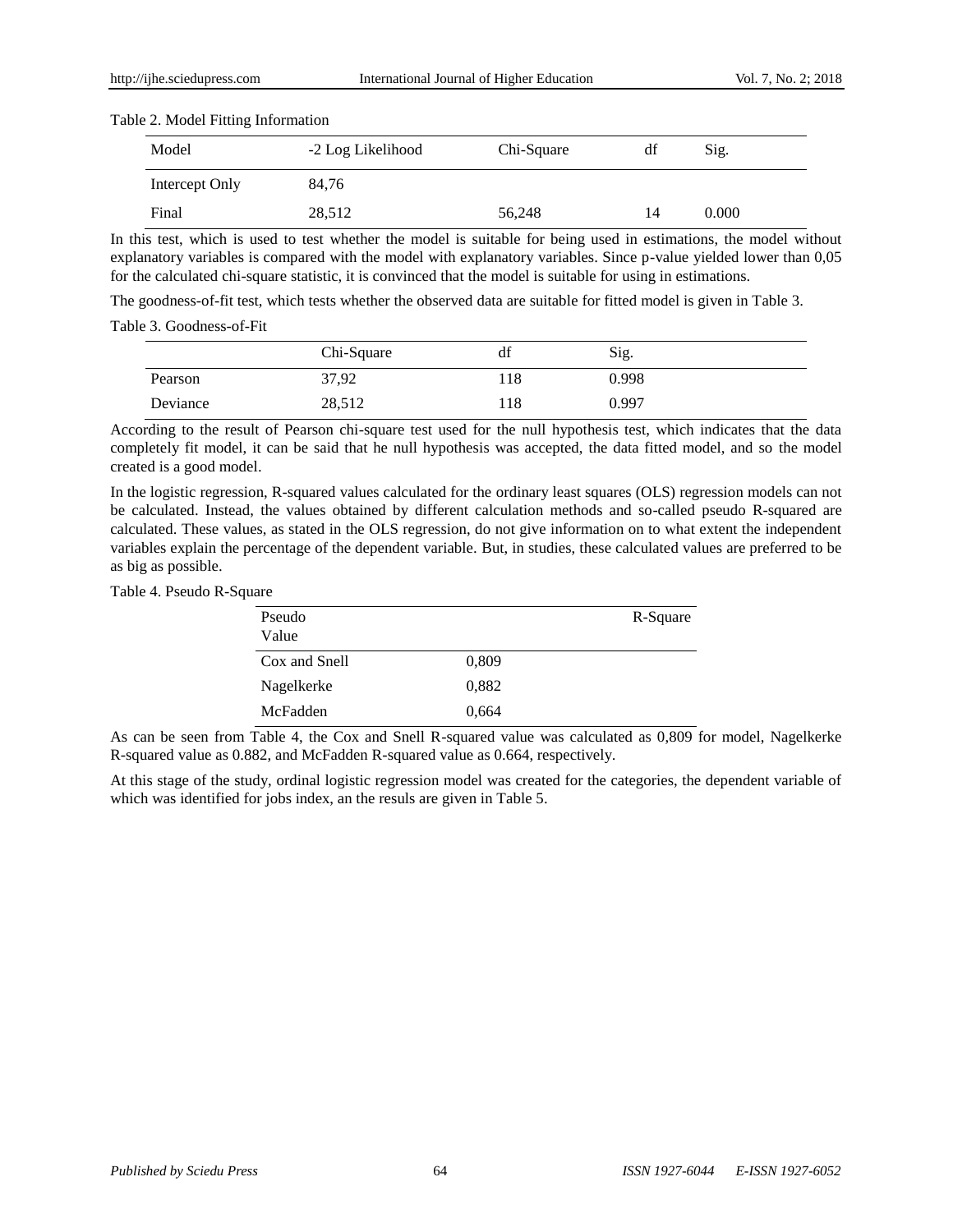Table 2. Model Fitting Information

| Model | -2 Log Likelihood | Chi-Square | df | Sig. |
|---|---|---|---|---|
| Intercept Only | 84,76 | | | |
| Final | 28,512 | 56,248 | 14 | 0.000 |

In this test, which is used to test whether the model is suitable for being used in estimations, the model without explanatory variables is compared with the model with explanatory variables. Since p-value yielded lower than 0,05 for the calculated chi-square statistic, it is convinced that the model is suitable for using in estimations.

The goodness-of-fit test, which tests whether the observed data are suitable for fitted model is given in Table 3.

Table 3. Goodness-of-Fit

| | Chi-Square | df | Sig. |
|---|---|---|---|
| Pearson | 37,92 | 118 | 0.998 |
| Deviance | 28,512 | 118 | 0.997 |

According to the result of Pearson chi-square test used for the null hypothesis test, which indicates that the data completely fit model, it can be said that he null hypothesis was accepted, the data fitted model, and so the model created is a good model.

In the logistic regression, R-squared values calculated for the ordinary least squares (OLS) regression models can not be calculated. Instead, the values obtained by different calculation methods and so-called pseudo R-squared are calculated. These values, as stated in the OLS regression, do not give information on to what extent the independent variables explain the percentage of the dependent variable. But, in studies, these calculated values are preferred to be as big as possible.

Table 4. Pseudo R-Square

| Pseudo Value | R-Square |
|---|---|
| Cox and Snell | 0,809 |
| Nagelkerke | 0,882 |
| McFadden | 0,664 |

As can be seen from Table 4, the Cox and Snell R-squared value was calculated as 0,809 for model, Nagelkerke R-squared value as 0.882, and McFadden R-squared value as 0.664, respectively.

At this stage of the study, ordinal logistic regression model was created for the categories, the dependent variable of which was identified for jobs index, an the resuls are given in Table 5.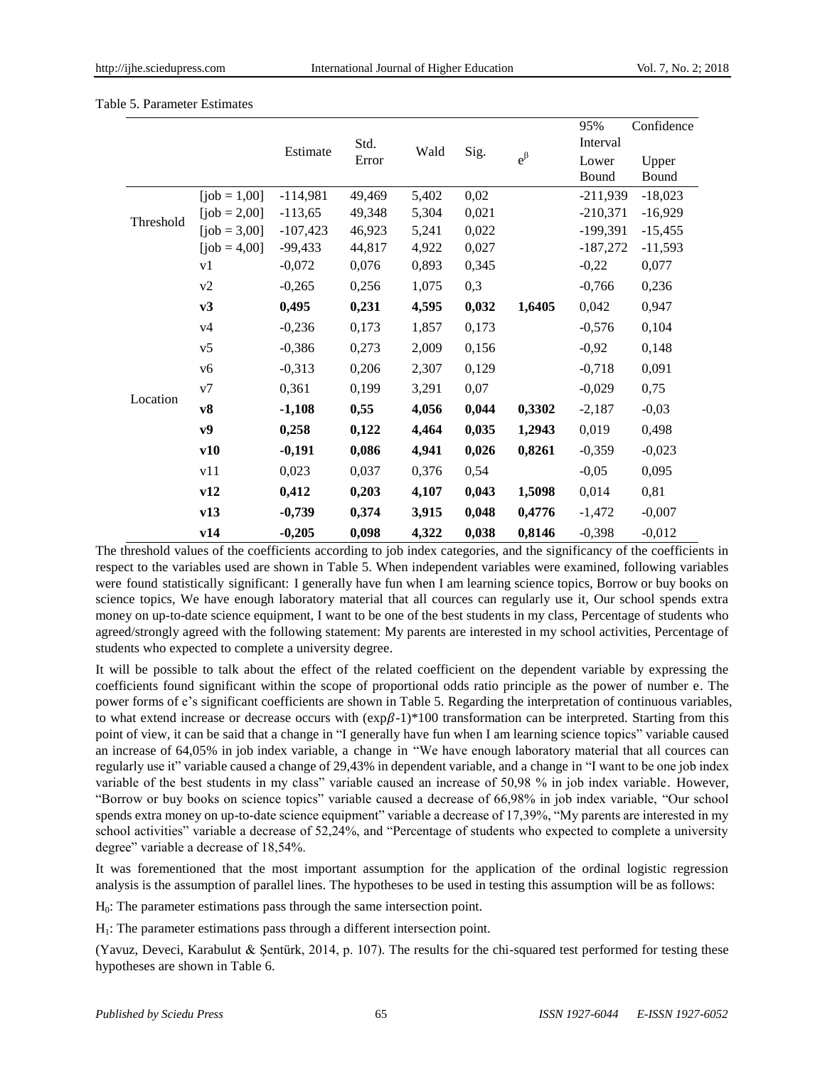Table 5. Parameter Estimates

| | | Estimate | Std. Error | Wald | Sig. | $e^{\beta}$ | 95% Confidence Interval | |
|---|---|---|---|---|---|---|---|---|
| | | | | | | | Lower Bound | Upper Bound |
| Threshold | [job = 1,00] | -114,981 | 49,469 | 5,402 | 0,02 | | -211,939 | -18,023 |
| | [job = 2,00] | -113,65 | 49,348 | 5,304 | 0,021 | | -210,371 | -16,929 |
| | [job = 3,00] | -107,423 | 46,923 | 5,241 | 0,022 | | -199,391 | -15,455 |
| | [job = 4,00] | -99,433 | 44,817 | 4,922 | 0,027 | | -187,272 | -11,593 |
| Location | v1 | -0,072 | 0,076 | 0,893 | 0,345 | | -0,22 | 0,077 |
| | v2 | -0,265 | 0,256 | 1,075 | 0,3 | | -0,766 | 0,236 |
| | **v3** | **0,495** | **0,231** | **4,595** | **0,032** | **1,6405** | 0,042 | 0,947 |
| | v4 | -0,236 | 0,173 | 1,857 | 0,173 | | -0,576 | 0,104 |
| | v5 | -0,386 | 0,273 | 2,009 | 0,156 | | -0,92 | 0,148 |
| | v6 | -0,313 | 0,206 | 2,307 | 0,129 | | -0,718 | 0,091 |
| | v7 | 0,361 | 0,199 | 3,291 | 0,07 | | -0,029 | 0,75 |
| | **v8** | **-1,108** | **0,55** | **4,056** | **0,044** | **0,3302** | -2,187 | -0,03 |
| | **v9** | **0,258** | **0,122** | **4,464** | **0,035** | **1,2943** | 0,019 | 0,498 |
| | **v10** | **-0,191** | **0,086** | **4,941** | **0,026** | **0,8261** | -0,359 | -0,023 |
| | v11 | 0,023 | 0,037 | 0,376 | 0,54 | | -0,05 | 0,095 |
| | **v12** | **0,412** | **0,203** | **4,107** | **0,043** | **1,5098** | 0,014 | 0,81 |
| | **v13** | **-0,739** | **0,374** | **3,915** | **0,048** | **0,4776** | -1,472 | -0,007 |
| | **v14** | **-0,205** | **0,098** | **4,322** | **0,038** | **0,8146** | -0,398 | -0,012 |

The threshold values of the coefficients according to job index categories, and the significancy of the coefficients in respect to the variables used are shown in Table 5. When independent variables were examined, following variables were found statistically significant: I generally have fun when I am learning science topics, Borrow or buy books on science topics, We have enough laboratory material that all cources can regularly use it, Our school spends extra money on up-to-date science equipment, I want to be one of the best students in my class, Percentage of students who agreed/strongly agreed with the following statement: My parents are interested in my school activities, Percentage of students who expected to complete a university degree.

It will be possible to talk about the effect of the related coefficient on the dependent variable by expressing the coefficients found significant within the scope of proportional odds ratio principle as the power of number e. The power forms of e's significant coefficients are shown in Table 5. Regarding the interpretation of continuous variables, to what extend increase or decrease occurs with $(\exp\beta\text{-}1)*100$ transformation can be interpreted. Starting from this point of view, it can be said that a change in "I generally have fun when I am learning science topics" variable caused an increase of 64,05% in job index variable, a change in "We have enough laboratory material that all cources can regularly use it" variable caused a change of 29,43% in dependent variable, and a change in "I want to be one job index variable of the best students in my class" variable caused an increase of 50,98 % in job index variable. However, "Borrow or buy books on science topics" variable caused a decrease of 66,98% in job index variable, "Our school spends extra money on up-to-date science equipment" variable a decrease of 17,39%, "My parents are interested in my school activities" variable a decrease of 52,24%, and "Percentage of students who expected to complete a university degree" variable a decrease of 18,54%.

It was forementioned that the most important assumption for the application of the ordinal logistic regression analysis is the assumption of parallel lines. The hypotheses to be used in testing this assumption will be as follows:

$H_0$: The parameter estimations pass through the same intersection point.

$H_1$: The parameter estimations pass through a different intersection point.

(Yavuz, Deveci, Karabulut & Şentürk, 2014, p. 107). The results for the chi-squared test performed for testing these hypotheses are shown in Table 6.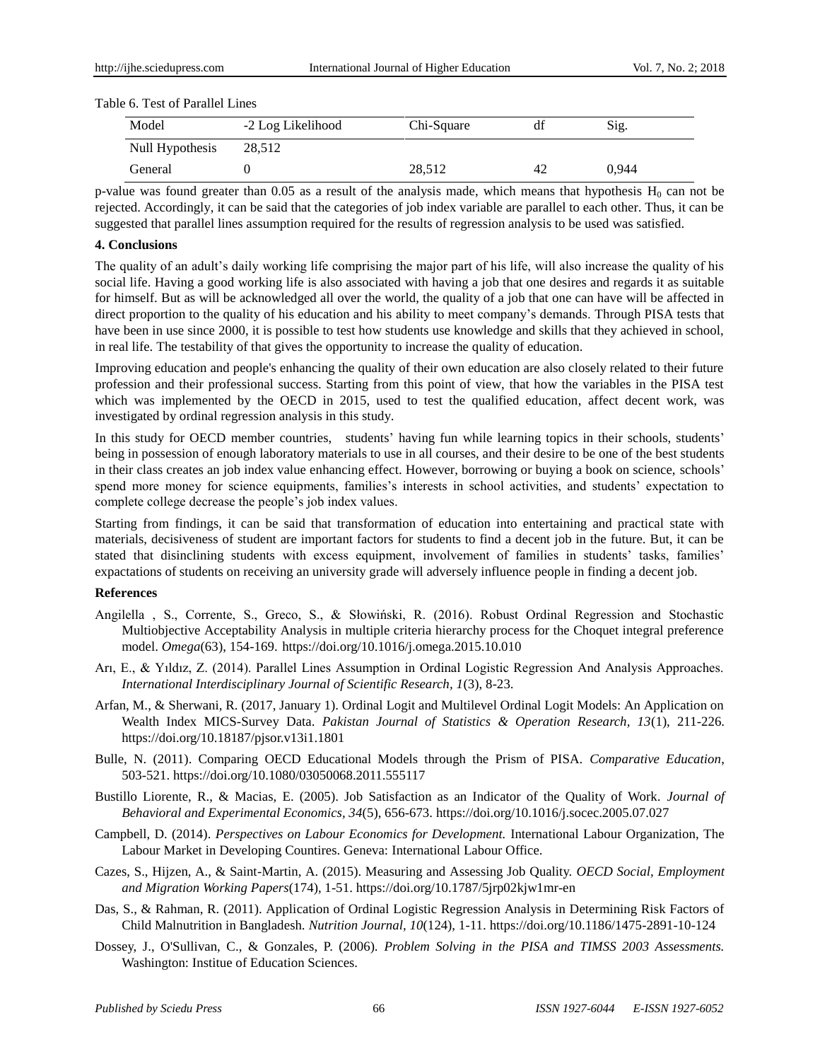Table 6. Test of Parallel Lines

| Model | -2 Log Likelihood | Chi-Square | df | Sig. |
|---|---|---|---|---|
| Null Hypothesis | 28,512 | | | |
| General | 0 | 28,512 | 42 | 0,944 |

p-value was found greater than 0.05 as a result of the analysis made, which means that hypothesis $H_0$ can not be rejected. Accordingly, it can be said that the categories of job index variable are parallel to each other. Thus, it can be suggested that parallel lines assumption required for the results of regression analysis to be used was satisfied.

## 4. Conclusions

The quality of an adult's daily working life comprising the major part of his life, will also increase the quality of his social life. Having a good working life is also associated with having a job that one desires and regards it as suitable for himself. But as will be acknowledged all over the world, the quality of a job that one can have will be affected in direct proportion to the quality of his education and his ability to meet company's demands. Through PISA tests that have been in use since 2000, it is possible to test how students use knowledge and skills that they achieved in school, in real life. The testability of that gives the opportunity to increase the quality of education.

Improving education and people's enhancing the quality of their own education are also closely related to their future profession and their professional success. Starting from this point of view, that how the variables in the PISA test which was implemented by the OECD in 2015, used to test the qualified education, affect decent work, was investigated by ordinal regression analysis in this study.

In this study for OECD member countries, students' having fun while learning topics in their schools, students' being in possession of enough laboratory materials to use in all courses, and their desire to be one of the best students in their class creates an job index value enhancing effect. However, borrowing or buying a book on science, schools' spend more money for science equipments, families's interests in school activities, and students' expectation to complete college decrease the people's job index values.

Starting from findings, it can be said that transformation of education into entertaining and practical state with materials, decisiveness of student are important factors for students to find a decent job in the future. But, it can be stated that disinclining students with excess equipment, involvement of families in students' tasks, families' expactations of students on receiving an university grade will adversely influence people in finding a decent job.

## References

Angilella , S., Corrente, S., Greco, S., & Słowiński, R. (2016). Robust Ordinal Regression and Stochastic Multiobjective Acceptability Analysis in multiple criteria hierarchy process for the Choquet integral preference model. *Omega*(63), 154-169. https://doi.org/10.1016/j.omega.2015.10.010

Arı, E., & Yıldız, Z. (2014). Parallel Lines Assumption in Ordinal Logistic Regression And Analysis Approaches. *International Interdisciplinary Journal of Scientific Research, 1*(3), 8-23.

Arfan, M., & Sherwani, R. (2017, January 1). Ordinal Logit and Multilevel Ordinal Logit Models: An Application on Wealth Index MICS-Survey Data. *Pakistan Journal of Statistics & Operation Research, 13*(1), 211-226. https://doi.org/10.18187/pjsor.v13i1.1801

Bulle, N. (2011). Comparing OECD Educational Models through the Prism of PISA. *Comparative Education*, 503-521. https://doi.org/10.1080/03050068.2011.555117

Bustillo Liorente, R., & Macias, E. (2005). Job Satisfaction as an Indicator of the Quality of Work. *Journal of Behavioral and Experimental Economics, 34*(5), 656-673. https://doi.org/10.1016/j.socec.2005.07.027

Campbell, D. (2014). *Perspectives on Labour Economics for Development.* International Labour Organization, The Labour Market in Developing Countires. Geneva: International Labour Office.

Cazes, S., Hijzen, A., & Saint-Martin, A. (2015). Measuring and Assessing Job Quality. *OECD Social, Employment and Migration Working Papers*(174), 1-51. https://doi.org/10.1787/5jrp02kjw1mr-en

Das, S., & Rahman, R. (2011). Application of Ordinal Logistic Regression Analysis in Determining Risk Factors of Child Malnutrition in Bangladesh. *Nutrition Journal, 10*(124), 1-11. https://doi.org/10.1186/1475-2891-10-124

Dossey, J., O'Sullivan, C., & Gonzales, P. (2006). *Problem Solving in the PISA and TIMSS 2003 Assessments.* Washington: Institue of Education Sciences.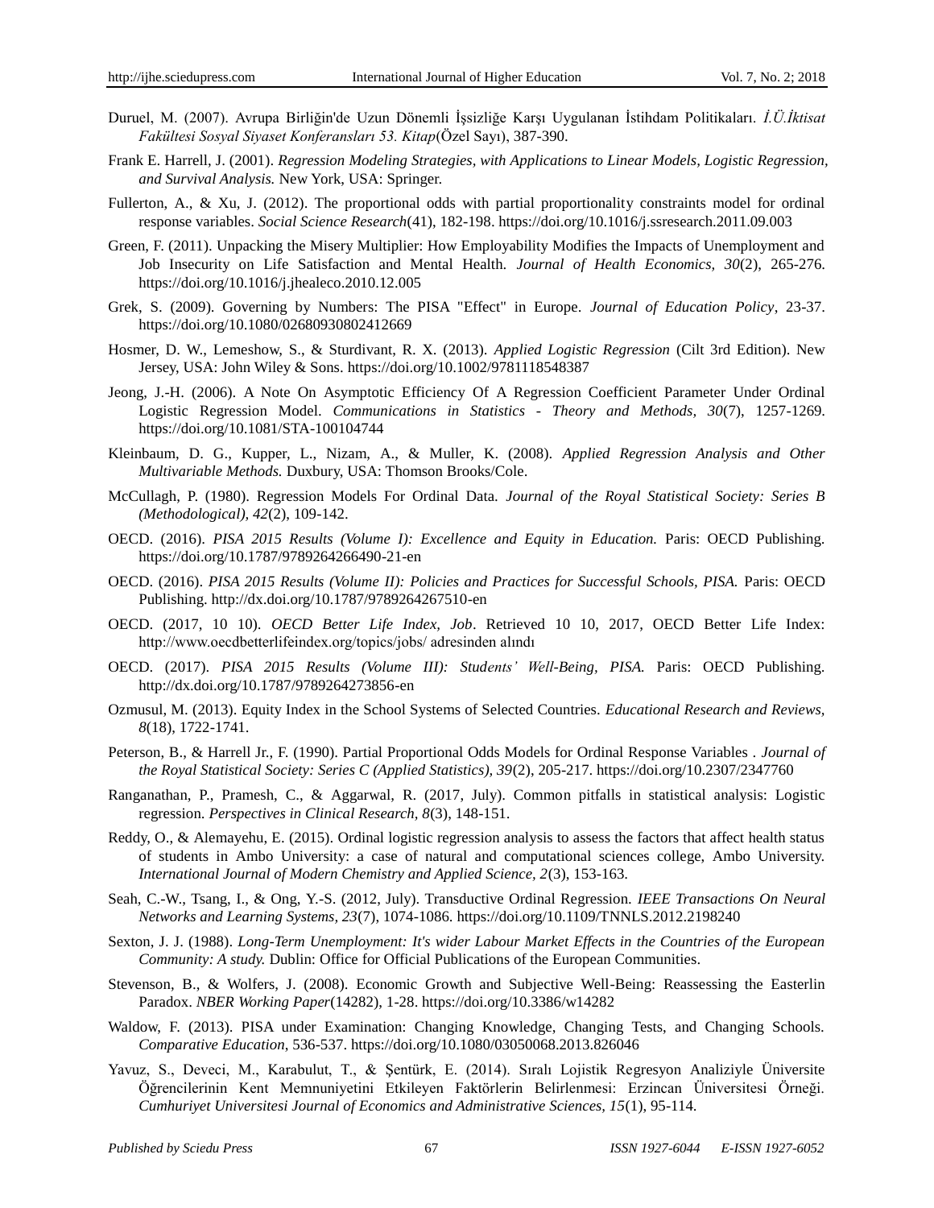Duruel, M. (2007). Avrupa Birliğin'de Uzun Dönemli İşsizliğe Karşı Uygulanan İstihdam Politikaları. *İ.Ü.İktisat Fakültesi Sosyal Siyaset Konferansları 53. Kitap*(Özel Sayı), 387-390.

Frank E. Harrell, J. (2001). *Regression Modeling Strategies, with Applications to Linear Models, Logistic Regression, and Survival Analysis.* New York, USA: Springer.

Fullerton, A., & Xu, J. (2012). The proportional odds with partial proportionality constraints model for ordinal response variables. *Social Science Research*(41), 182-198. https://doi.org/10.1016/j.ssresearch.2011.09.003

Green, F. (2011). Unpacking the Misery Multiplier: How Employability Modifies the Impacts of Unemployment and Job Insecurity on Life Satisfaction and Mental Health. *Journal of Health Economics, 30*(2), 265-276. https://doi.org/10.1016/j.jhealeco.2010.12.005

Grek, S. (2009). Governing by Numbers: The PISA "Effect" in Europe. *Journal of Education Policy*, 23-37. https://doi.org/10.1080/02680930802412669

Hosmer, D. W., Lemeshow, S., & Sturdivant, R. X. (2013). *Applied Logistic Regression* (Cilt 3rd Edition). New Jersey, USA: John Wiley & Sons. https://doi.org/10.1002/9781118548387

Jeong, J.-H. (2006). A Note On Asymptotic Efficiency Of A Regression Coefficient Parameter Under Ordinal Logistic Regression Model. *Communications in Statistics - Theory and Methods, 30*(7), 1257-1269. https://doi.org/10.1081/STA-100104744

Kleinbaum, D. G., Kupper, L., Nizam, A., & Muller, K. (2008). *Applied Regression Analysis and Other Multivariable Methods.* Duxbury, USA: Thomson Brooks/Cole.

McCullagh, P. (1980). Regression Models For Ordinal Data. *Journal of the Royal Statistical Society: Series B (Methodological), 42*(2), 109-142.

OECD. (2016). *PISA 2015 Results (Volume I): Excellence and Equity in Education.* Paris: OECD Publishing. https://doi.org/10.1787/9789264266490-21-en

OECD. (2016). *PISA 2015 Results (Volume II): Policies and Practices for Successful Schools, PISA.* Paris: OECD Publishing. http://dx.doi.org/10.1787/9789264267510-en

OECD. (2017, 10 10). *OECD Better Life Index, Job*. Retrieved 10 10, 2017, OECD Better Life Index: http://www.oecdbetterlifeindex.org/topics/jobs/ adresinden alındı

OECD. (2017). *PISA 2015 Results (Volume III): Students' Well-Being, PISA.* Paris: OECD Publishing. http://dx.doi.org/10.1787/9789264273856-en

Ozmusul, M. (2013). Equity Index in the School Systems of Selected Countries. *Educational Research and Reviews, 8*(18), 1722-1741.

Peterson, B., & Harrell Jr., F. (1990). Partial Proportional Odds Models for Ordinal Response Variables . *Journal of the Royal Statistical Society: Series C (Applied Statistics), 39*(2), 205-217. https://doi.org/10.2307/2347760

Ranganathan, P., Pramesh, C., & Aggarwal, R. (2017, July). Common pitfalls in statistical analysis: Logistic regression. *Perspectives in Clinical Research, 8*(3), 148-151.

Reddy, O., & Alemayehu, E. (2015). Ordinal logistic regression analysis to assess the factors that affect health status of students in Ambo University: a case of natural and computational sciences college, Ambo University. *International Journal of Modern Chemistry and Applied Science, 2*(3), 153-163.

Seah, C.-W., Tsang, I., & Ong, Y.-S. (2012, July). Transductive Ordinal Regression. *IEEE Transactions On Neural Networks and Learning Systems, 23*(7), 1074-1086. https://doi.org/10.1109/TNNLS.2012.2198240

Sexton, J. J. (1988). *Long-Term Unemployment: It's wider Labour Market Effects in the Countries of the European Community: A study.* Dublin: Office for Official Publications of the European Communities.

Stevenson, B., & Wolfers, J. (2008). Economic Growth and Subjective Well-Being: Reassessing the Easterlin Paradox. *NBER Working Paper*(14282), 1-28. https://doi.org/10.3386/w14282

Waldow, F. (2013). PISA under Examination: Changing Knowledge, Changing Tests, and Changing Schools. *Comparative Education*, 536-537. https://doi.org/10.1080/03050068.2013.826046

Yavuz, S., Deveci, M., Karabulut, T., & Şentürk, E. (2014). Sıralı Lojistik Regresyon Analiziyle Üniversite Öğrencilerinin Kent Memnuniyetini Etkileyen Faktörlerin Belirlenmesi: Erzincan Üniversitesi Örneği. *Cumhuriyet Universitesi Journal of Economics and Administrative Sciences, 15*(1), 95-114.